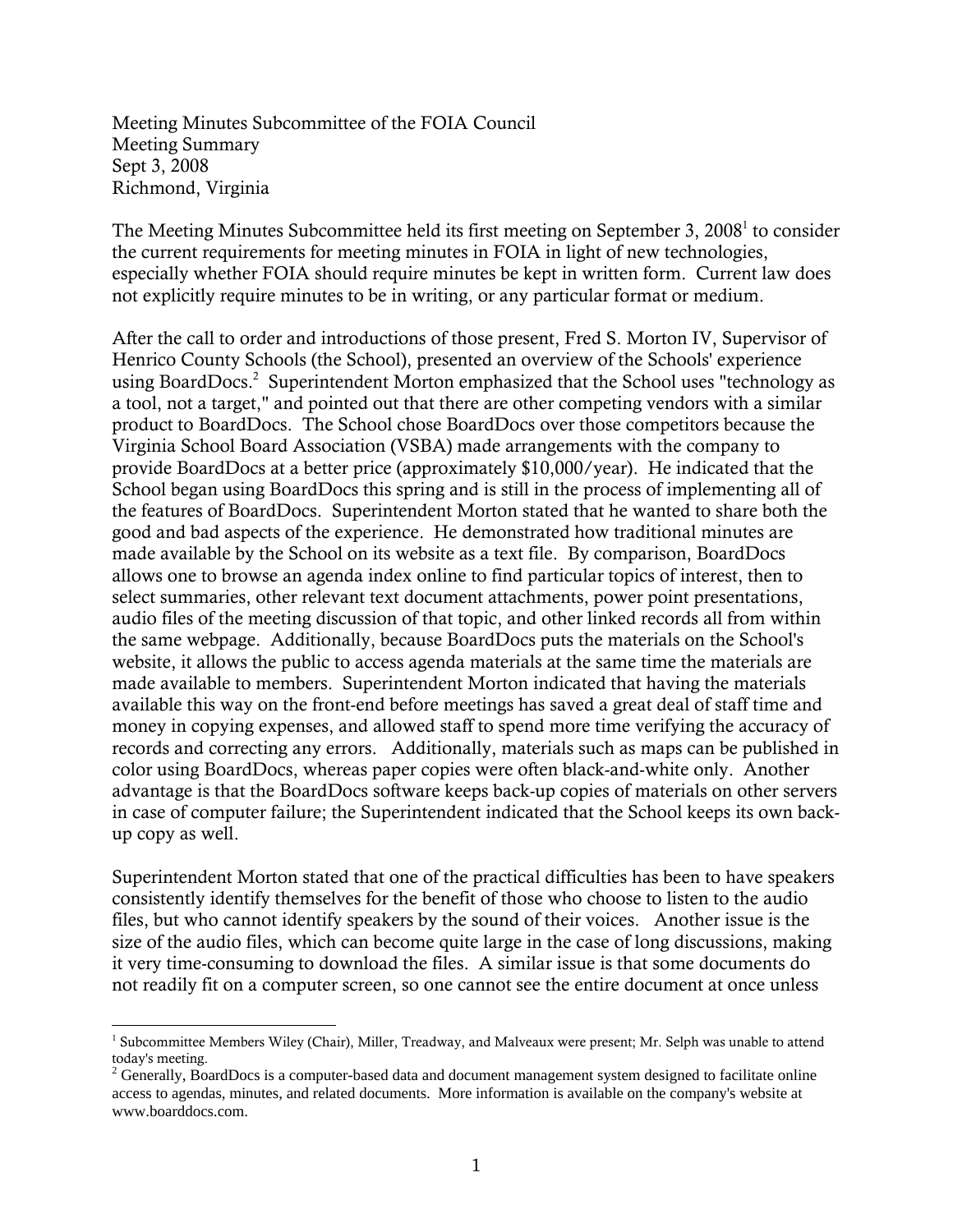Meeting Minutes Subcommittee of the FOIA Council
Meeting Summary
Sept 3, 2008
Richmond, Virginia

The Meeting Minutes Subcommittee held its first meeting on September 3, 2008[1] to consider the current requirements for meeting minutes in FOIA in light of new technologies, especially whether FOIA should require minutes be kept in written form. Current law does not explicitly require minutes to be in writing, or any particular format or medium.

After the call to order and introductions of those present, Fred S. Morton IV, Supervisor of Henrico County Schools (the School), presented an overview of the Schools' experience using BoardDocs.[2] Superintendent Morton emphasized that the School uses "technology as a tool, not a target," and pointed out that there are other competing vendors with a similar product to BoardDocs. The School chose BoardDocs over those competitors because the Virginia School Board Association (VSBA) made arrangements with the company to provide BoardDocs at a better price (approximately $10,000/year). He indicated that the School began using BoardDocs this spring and is still in the process of implementing all of the features of BoardDocs. Superintendent Morton stated that he wanted to share both the good and bad aspects of the experience. He demonstrated how traditional minutes are made available by the School on its website as a text file. By comparison, BoardDocs allows one to browse an agenda index online to find particular topics of interest, then to select summaries, other relevant text document attachments, power point presentations, audio files of the meeting discussion of that topic, and other linked records all from within the same webpage. Additionally, because BoardDocs puts the materials on the School's website, it allows the public to access agenda materials at the same time the materials are made available to members. Superintendent Morton indicated that having the materials available this way on the front-end before meetings has saved a great deal of staff time and money in copying expenses, and allowed staff to spend more time verifying the accuracy of records and correcting any errors. Additionally, materials such as maps can be published in color using BoardDocs, whereas paper copies were often black-and-white only. Another advantage is that the BoardDocs software keeps back-up copies of materials on other servers in case of computer failure; the Superintendent indicated that the School keeps its own back-up copy as well.

Superintendent Morton stated that one of the practical difficulties has been to have speakers consistently identify themselves for the benefit of those who choose to listen to the audio files, but who cannot identify speakers by the sound of their voices. Another issue is the size of the audio files, which can become quite large in the case of long discussions, making it very time-consuming to download the files. A similar issue is that some documents do not readily fit on a computer screen, so one cannot see the entire document at once unless

---

[1] Subcommittee Members Wiley (Chair), Miller, Treadway, and Malveaux were present; Mr. Selph was unable to attend today's meeting.

[2] Generally, BoardDocs is a computer-based data and document management system designed to facilitate online access to agendas, minutes, and related documents. More information is available on the company's website at www.boarddocs.com.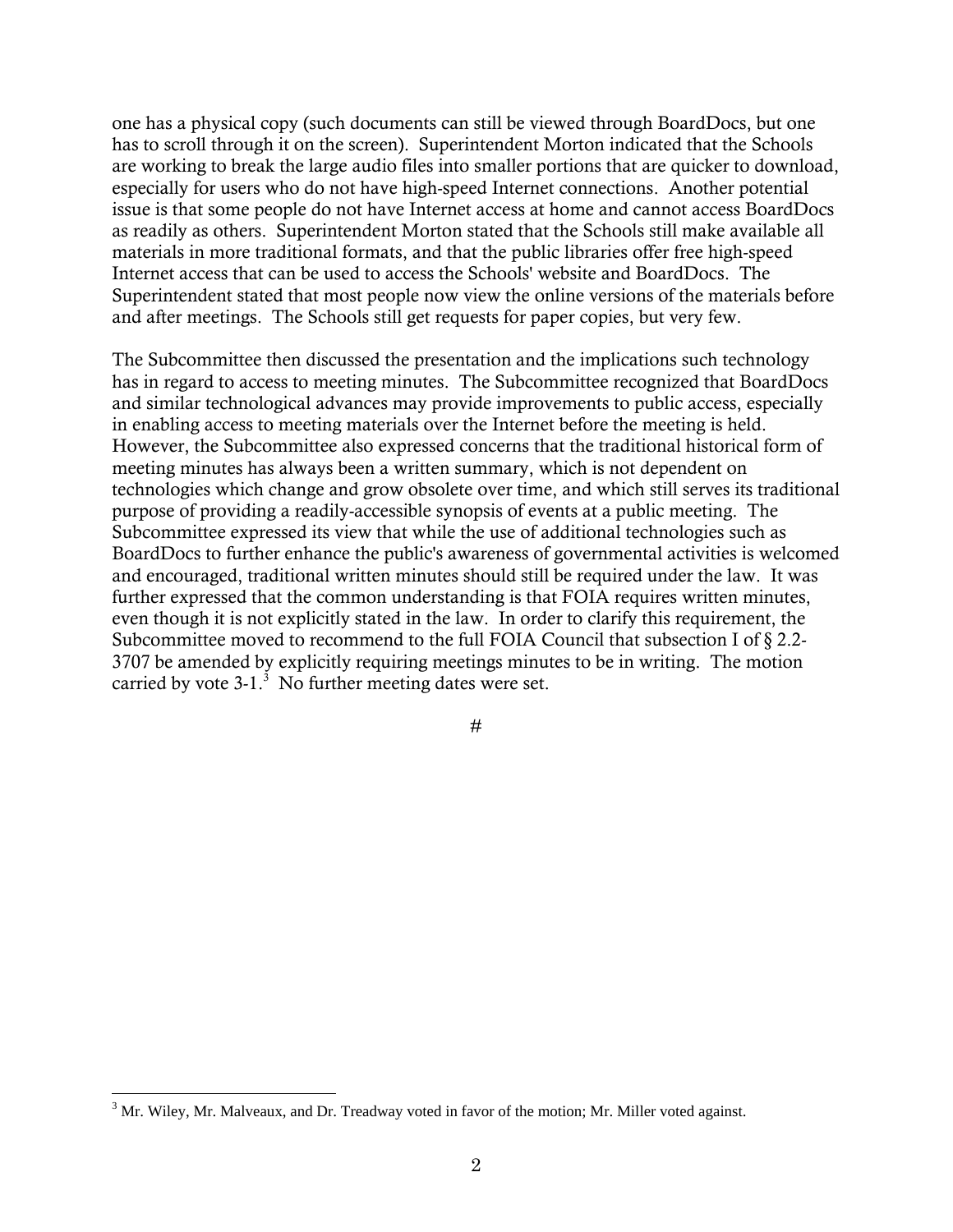one has a physical copy (such documents can still be viewed through BoardDocs, but one has to scroll through it on the screen). Superintendent Morton indicated that the Schools are working to break the large audio files into smaller portions that are quicker to download, especially for users who do not have high-speed Internet connections. Another potential issue is that some people do not have Internet access at home and cannot access BoardDocs as readily as others. Superintendent Morton stated that the Schools still make available all materials in more traditional formats, and that the public libraries offer free high-speed Internet access that can be used to access the Schools' website and BoardDocs. The Superintendent stated that most people now view the online versions of the materials before and after meetings. The Schools still get requests for paper copies, but very few.

The Subcommittee then discussed the presentation and the implications such technology has in regard to access to meeting minutes. The Subcommittee recognized that BoardDocs and similar technological advances may provide improvements to public access, especially in enabling access to meeting materials over the Internet before the meeting is held. However, the Subcommittee also expressed concerns that the traditional historical form of meeting minutes has always been a written summary, which is not dependent on technologies which change and grow obsolete over time, and which still serves its traditional purpose of providing a readily-accessible synopsis of events at a public meeting. The Subcommittee expressed its view that while the use of additional technologies such as BoardDocs to further enhance the public's awareness of governmental activities is welcomed and encouraged, traditional written minutes should still be required under the law. It was further expressed that the common understanding is that FOIA requires written minutes, even though it is not explicitly stated in the law. In order to clarify this requirement, the Subcommittee moved to recommend to the full FOIA Council that subsection I of § 2.2-3707 be amended by explicitly requiring meetings minutes to be in writing. The motion carried by vote 3-1.[3] No further meeting dates were set.

#

[3] Mr. Wiley, Mr. Malveaux, and Dr. Treadway voted in favor of the motion; Mr. Miller voted against.